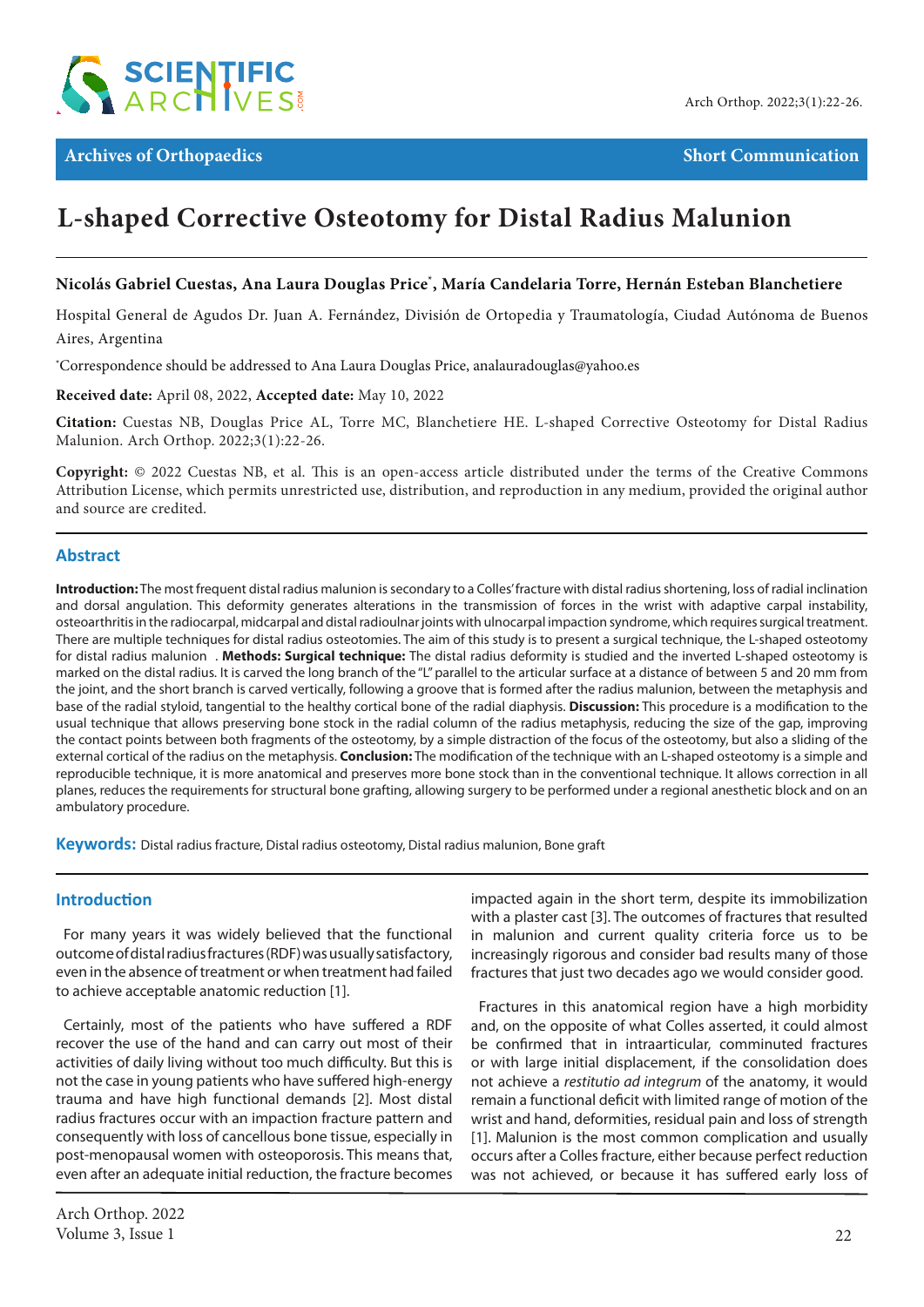Archives of Orthopaedics — Short Communication

# L-shaped Corrective Osteotomy for Distal Radius Malunion

**Nicolás Gabriel Cuestas, Ana Laura Douglas Price*, María Candelaria Torre, Hernán Esteban Blanchetiere**

Hospital General de Agudos Dr. Juan A. Fernández, División de Ortopedia y Traumatología, Ciudad Autónoma de Buenos Aires, Argentina

*Correspondence should be addressed to Ana Laura Douglas Price, analauradouglas@yahoo.es

**Received date:** April 08, 2022, **Accepted date:** May 10, 2022

**Citation:** Cuestas NB, Douglas Price AL, Torre MC, Blanchetiere HE. L-shaped Corrective Osteotomy for Distal Radius Malunion. Arch Orthop. 2022;3(1):22-26.

**Copyright:** © 2022 Cuestas NB, et al. This is an open-access article distributed under the terms of the Creative Commons Attribution License, which permits unrestricted use, distribution, and reproduction in any medium, provided the original author and source are credited.

## Abstract

**Introduction:** The most frequent distal radius malunion is secondary to a Colles' fracture with distal radius shortening, loss of radial inclination and dorsal angulation. This deformity generates alterations in the transmission of forces in the wrist with adaptive carpal instability, osteoarthritis in the radiocarpal, midcarpal and distal radioulnar joints with ulnocarpal impaction syndrome, which requires surgical treatment. There are multiple techniques for distal radius osteotomies. The aim of this study is to present a surgical technique, the L-shaped osteotomy for distal radius malunion . **Methods: Surgical technique:** The distal radius deformity is studied and the inverted L-shaped osteotomy is marked on the distal radius. It is carved the long branch of the "L" parallel to the articular surface at a distance of between 5 and 20 mm from the joint, and the short branch is carved vertically, following a groove that is formed after the radius malunion, between the metaphysis and base of the radial styloid, tangential to the healthy cortical bone of the radial diaphysis. **Discussion:** This procedure is a modification to the usual technique that allows preserving bone stock in the radial column of the radius metaphysis, reducing the size of the gap, improving the contact points between both fragments of the osteotomy, by a simple distraction of the focus of the osteotomy, but also a sliding of the external cortical of the radius on the metaphysis. **Conclusion:** The modification of the technique with an L-shaped osteotomy is a simple and reproducible technique, it is more anatomical and preserves more bone stock than in the conventional technique. It allows correction in all planes, reduces the requirements for structural bone grafting, allowing surgery to be performed under a regional anesthetic block and on an ambulatory procedure.

**Keywords:** Distal radius fracture, Distal radius osteotomy, Distal radius malunion, Bone graft

## Introduction

For many years it was widely believed that the functional outcome of distal radius fractures (RDF) was usually satisfactory, even in the absence of treatment or when treatment had failed to achieve acceptable anatomic reduction [1].

Certainly, most of the patients who have suffered a RDF recover the use of the hand and can carry out most of their activities of daily living without too much difficulty. But this is not the case in young patients who have suffered high-energy trauma and have high functional demands [2]. Most distal radius fractures occur with an impaction fracture pattern and consequently with loss of cancellous bone tissue, especially in post-menopausal women with osteoporosis. This means that, even after an adequate initial reduction, the fracture becomes impacted again in the short term, despite its immobilization with a plaster cast [3]. The outcomes of fractures that resulted in malunion and current quality criteria force us to be increasingly rigorous and consider bad results many of those fractures that just two decades ago we would consider good.

Fractures in this anatomical region have a high morbidity and, on the opposite of what Colles asserted, it could almost be confirmed that in intraarticular, comminuted fractures or with large initial displacement, if the consolidation does not achieve a *restitutio ad integrum* of the anatomy, it would remain a functional deficit with limited range of motion of the wrist and hand, deformities, residual pain and loss of strength [1]. Malunion is the most common complication and usually occurs after a Colles fracture, either because perfect reduction was not achieved, or because it has suffered early loss of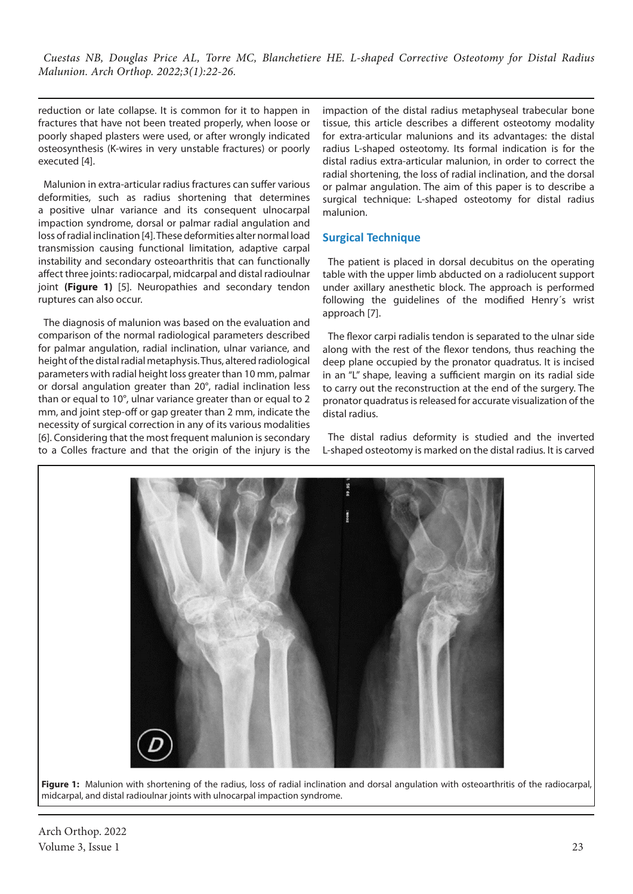reduction or late collapse. It is common for it to happen in fractures that have not been treated properly, when loose or poorly shaped plasters were used, or after wrongly indicated osteosynthesis (K-wires in very unstable fractures) or poorly executed [4].

Malunion in extra-articular radius fractures can suffer various deformities, such as radius shortening that determines a positive ulnar variance and its consequent ulnocarpal impaction syndrome, dorsal or palmar radial angulation and loss of radial inclination [4]. These deformities alter normal load transmission causing functional limitation, adaptive carpal instability and secondary osteoarthritis that can functionally affect three joints: radiocarpal, midcarpal and distal radioulnar joint **(Figure 1)** [5]. Neuropathies and secondary tendon ruptures can also occur.

The diagnosis of malunion was based on the evaluation and comparison of the normal radiological parameters described for palmar angulation, radial inclination, ulnar variance, and height of the distal radial metaphysis. Thus, altered radiological parameters with radial height loss greater than 10 mm, palmar or dorsal angulation greater than 20°, radial inclination less than or equal to 10°, ulnar variance greater than or equal to 2 mm, and joint step-off or gap greater than 2 mm, indicate the necessity of surgical correction in any of its various modalities [6]. Considering that the most frequent malunion is secondary to a Colles fracture and that the origin of the injury is the impaction of the distal radius metaphyseal trabecular bone tissue, this article describes a different osteotomy modality for extra-articular malunions and its advantages: the distal radius L-shaped osteotomy. Its formal indication is for the distal radius extra-articular malunion, in order to correct the radial shortening, the loss of radial inclination, and the dorsal or palmar angulation. The aim of this paper is to describe a surgical technique: L-shaped osteotomy for distal radius malunion.

## Surgical Technique

The patient is placed in dorsal decubitus on the operating table with the upper limb abducted on a radiolucent support under axillary anesthetic block. The approach is performed following the guidelines of the modified Henry´s wrist approach [7].

The flexor carpi radialis tendon is separated to the ulnar side along with the rest of the flexor tendons, thus reaching the deep plane occupied by the pronator quadratus. It is incised in an "L" shape, leaving a sufficient margin on its radial side to carry out the reconstruction at the end of the surgery. The pronator quadratus is released for accurate visualization of the distal radius.

The distal radius deformity is studied and the inverted L-shaped osteotomy is marked on the distal radius. It is carved

**Figure 1:** Malunion with shortening of the radius, loss of radial inclination and dorsal angulation with osteoarthritis of the radiocarpal, midcarpal, and distal radioulnar joints with ulnocarpal impaction syndrome.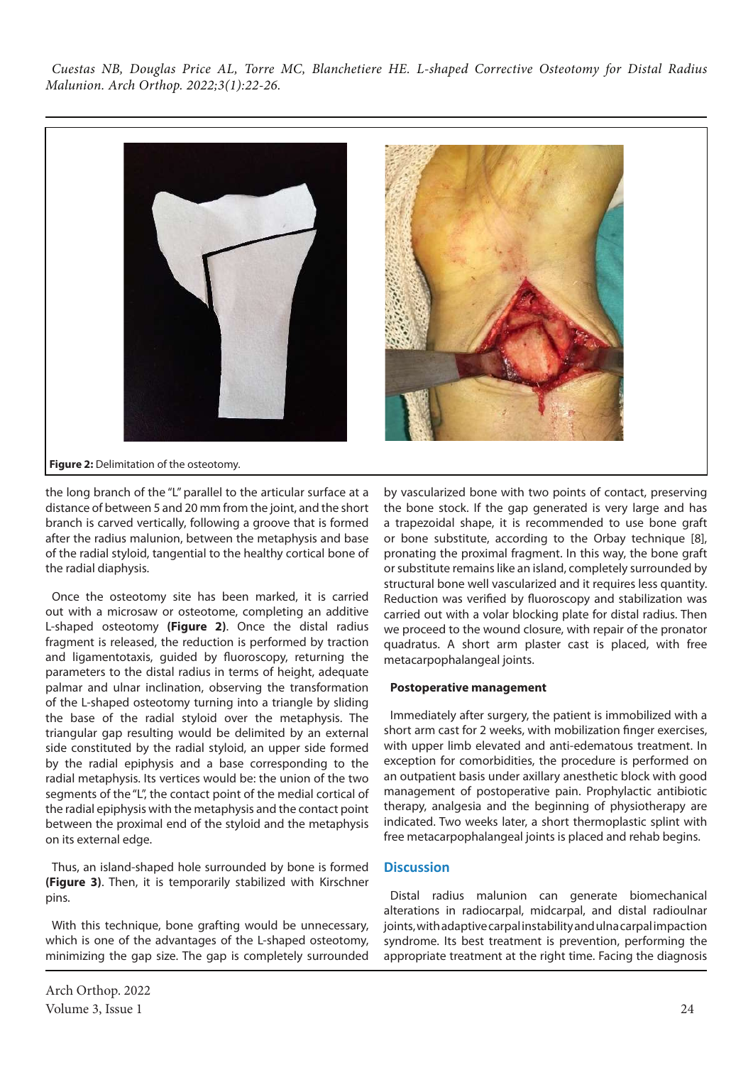**Figure 2:** Delimitation of the osteotomy.

the long branch of the "L" parallel to the articular surface at a distance of between 5 and 20 mm from the joint, and the short branch is carved vertically, following a groove that is formed after the radius malunion, between the metaphysis and base of the radial styloid, tangential to the healthy cortical bone of the radial diaphysis.

Once the osteotomy site has been marked, it is carried out with a microsaw or osteotome, completing an additive L-shaped osteotomy **(Figure 2)**. Once the distal radius fragment is released, the reduction is performed by traction and ligamentotaxis, guided by fluoroscopy, returning the parameters to the distal radius in terms of height, adequate palmar and ulnar inclination, observing the transformation of the L-shaped osteotomy turning into a triangle by sliding the base of the radial styloid over the metaphysis. The triangular gap resulting would be delimited by an external side constituted by the radial styloid, an upper side formed by the radial epiphysis and a base corresponding to the radial metaphysis. Its vertices would be: the union of the two segments of the "L", the contact point of the medial cortical of the radial epiphysis with the metaphysis and the contact point between the proximal end of the styloid and the metaphysis on its external edge.

Thus, an island-shaped hole surrounded by bone is formed **(Figure 3)**. Then, it is temporarily stabilized with Kirschner pins.

With this technique, bone grafting would be unnecessary, which is one of the advantages of the L-shaped osteotomy, minimizing the gap size. The gap is completely surrounded by vascularized bone with two points of contact, preserving the bone stock. If the gap generated is very large and has a trapezoidal shape, it is recommended to use bone graft or bone substitute, according to the Orbay technique [8], pronating the proximal fragment. In this way, the bone graft or substitute remains like an island, completely surrounded by structural bone well vascularized and it requires less quantity. Reduction was verified by fluoroscopy and stabilization was carried out with a volar blocking plate for distal radius. Then we proceed to the wound closure, with repair of the pronator quadratus. A short arm plaster cast is placed, with free metacarpophalangeal joints.

### Postoperative management

Immediately after surgery, the patient is immobilized with a short arm cast for 2 weeks, with mobilization finger exercises, with upper limb elevated and anti-edematous treatment. In exception for comorbidities, the procedure is performed on an outpatient basis under axillary anesthetic block with good management of postoperative pain. Prophylactic antibiotic therapy, analgesia and the beginning of physiotherapy are indicated. Two weeks later, a short thermoplastic splint with free metacarpophalangeal joints is placed and rehab begins.

## Discussion

Distal radius malunion can generate biomechanical alterations in radiocarpal, midcarpal, and distal radioulnar joints, with adaptive carpal instability and ulnacarpal impaction syndrome. Its best treatment is prevention, performing the appropriate treatment at the right time. Facing the diagnosis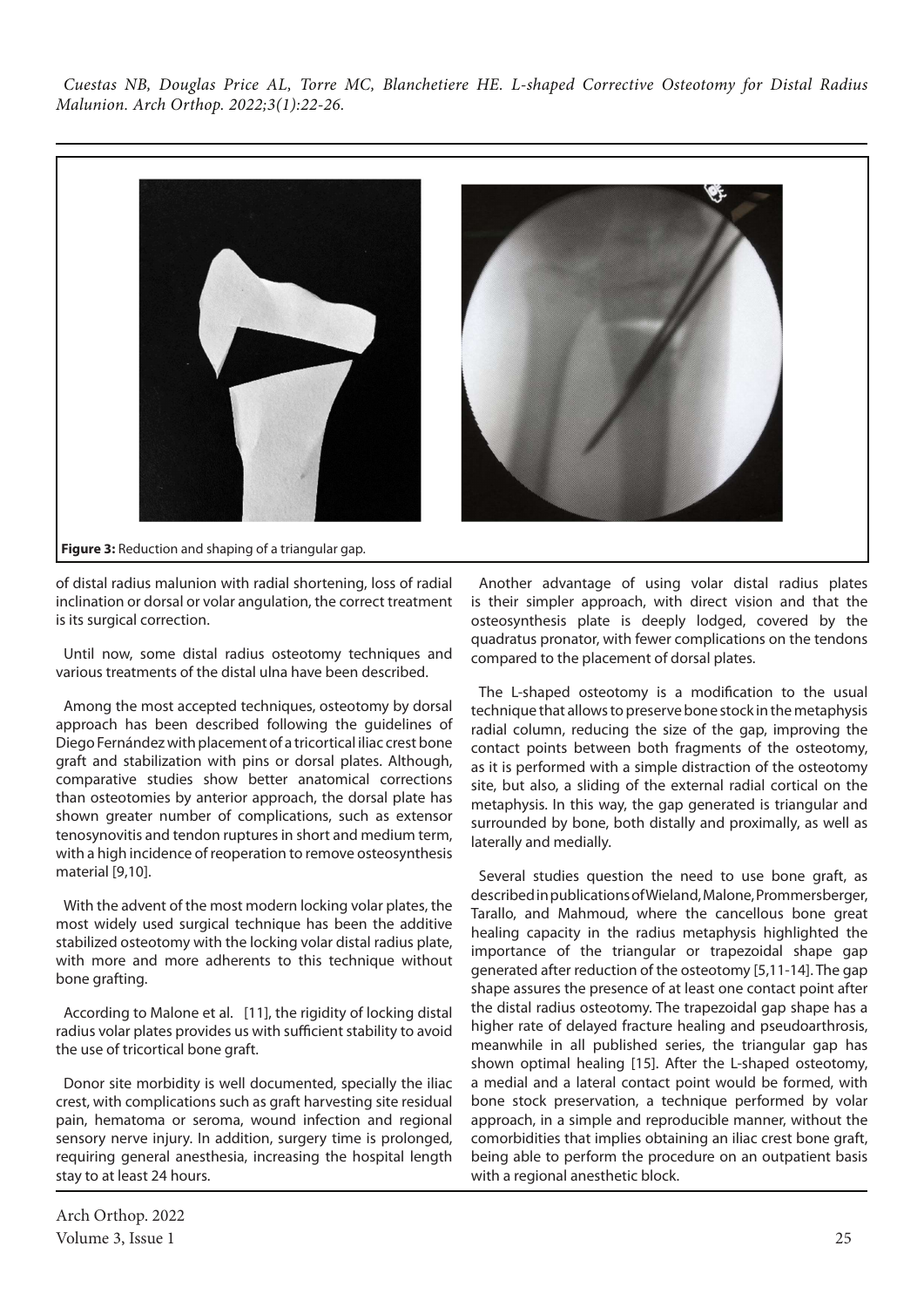**Figure 3:** Reduction and shaping of a triangular gap.

of distal radius malunion with radial shortening, loss of radial inclination or dorsal or volar angulation, the correct treatment is its surgical correction.

Until now, some distal radius osteotomy techniques and various treatments of the distal ulna have been described.

Among the most accepted techniques, osteotomy by dorsal approach has been described following the guidelines of Diego Fernández with placement of a tricortical iliac crest bone graft and stabilization with pins or dorsal plates. Although, comparative studies show better anatomical corrections than osteotomies by anterior approach, the dorsal plate has shown greater number of complications, such as extensor tenosynovitis and tendon ruptures in short and medium term, with a high incidence of reoperation to remove osteosynthesis material [9,10].

With the advent of the most modern locking volar plates, the most widely used surgical technique has been the additive stabilized osteotomy with the locking volar distal radius plate, with more and more adherents to this technique without bone grafting.

According to Malone et al. [11], the rigidity of locking distal radius volar plates provides us with sufficient stability to avoid the use of tricortical bone graft.

Donor site morbidity is well documented, specially the iliac crest, with complications such as graft harvesting site residual pain, hematoma or seroma, wound infection and regional sensory nerve injury. In addition, surgery time is prolonged, requiring general anesthesia, increasing the hospital length stay to at least 24 hours.

Another advantage of using volar distal radius plates is their simpler approach, with direct vision and that the osteosynthesis plate is deeply lodged, covered by the quadratus pronator, with fewer complications on the tendons compared to the placement of dorsal plates.

The L-shaped osteotomy is a modification to the usual technique that allows to preserve bone stock in the metaphysis radial column, reducing the size of the gap, improving the contact points between both fragments of the osteotomy, as it is performed with a simple distraction of the osteotomy site, but also, a sliding of the external radial cortical on the metaphysis. In this way, the gap generated is triangular and surrounded by bone, both distally and proximally, as well as laterally and medially.

Several studies question the need to use bone graft, as described in publications of Wieland, Malone, Prommersberger, Tarallo, and Mahmoud, where the cancellous bone great healing capacity in the radius metaphysis highlighted the importance of the triangular or trapezoidal shape gap generated after reduction of the osteotomy [5,11-14]. The gap shape assures the presence of at least one contact point after the distal radius osteotomy. The trapezoidal gap shape has a higher rate of delayed fracture healing and pseudoarthrosis, meanwhile in all published series, the triangular gap has shown optimal healing [15]. After the L-shaped osteotomy, a medial and a lateral contact point would be formed, with bone stock preservation, a technique performed by volar approach, in a simple and reproducible manner, without the comorbidities that implies obtaining an iliac crest bone graft, being able to perform the procedure on an outpatient basis with a regional anesthetic block.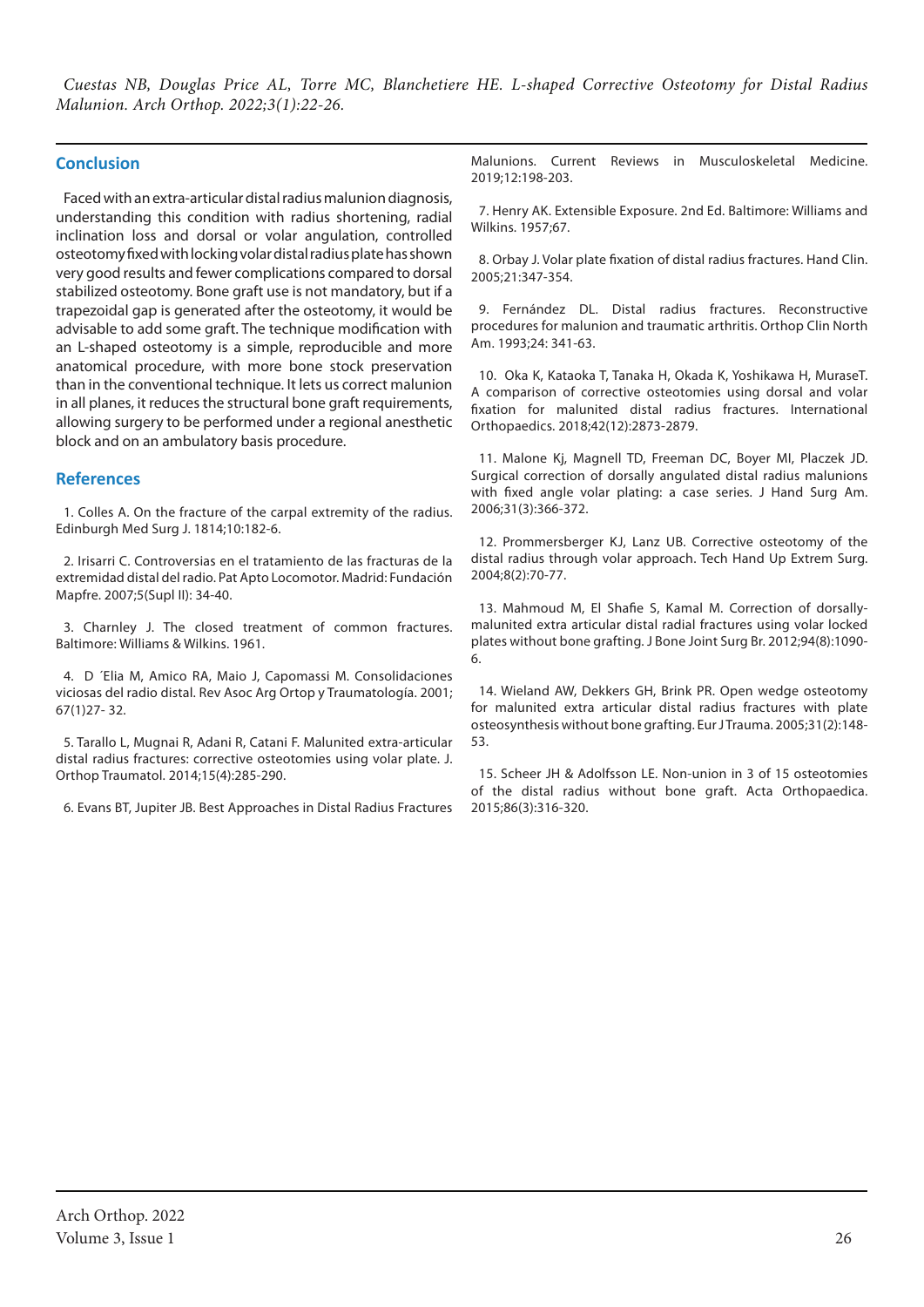## Conclusion

Faced with an extra-articular distal radius malunion diagnosis, understanding this condition with radius shortening, radial inclination loss and dorsal or volar angulation, controlled osteotomy fixed with locking volar distal radius plate has shown very good results and fewer complications compared to dorsal stabilized osteotomy. Bone graft use is not mandatory, but if a trapezoidal gap is generated after the osteotomy, it would be advisable to add some graft. The technique modification with an L-shaped osteotomy is a simple, reproducible and more anatomical procedure, with more bone stock preservation than in the conventional technique. It lets us correct malunion in all planes, it reduces the structural bone graft requirements, allowing surgery to be performed under a regional anesthetic block and on an ambulatory basis procedure.

## References

1. Colles A. On the fracture of the carpal extremity of the radius. Edinburgh Med Surg J. 1814;10:182-6.

2. Irisarri C. Controversias en el tratamiento de las fracturas de la extremidad distal del radio. Pat Apto Locomotor. Madrid: Fundación Mapfre. 2007;5(Supl II): 34-40.

3. Charnley J. The closed treatment of common fractures. Baltimore: Williams & Wilkins. 1961.

4. D ´Elia M, Amico RA, Maio J, Capomassi M. Consolidaciones viciosas del radio distal. Rev Asoc Arg Ortop y Traumatología. 2001; 67(1)27- 32.

5. Tarallo L, Mugnai R, Adani R, Catani F. Malunited extra-articular distal radius fractures: corrective osteotomies using volar plate. J. Orthop Traumatol. 2014;15(4):285-290.

6. Evans BT, Jupiter JB. Best Approaches in Distal Radius Fractures Malunions. Current Reviews in Musculoskeletal Medicine. 2019;12:198-203.

7. Henry AK. Extensible Exposure. 2nd Ed. Baltimore: Williams and Wilkins. 1957;67.

8. Orbay J. Volar plate fixation of distal radius fractures. Hand Clin. 2005;21:347-354.

9. Fernández DL. Distal radius fractures. Reconstructive procedures for malunion and traumatic arthritis. Orthop Clin North Am. 1993;24: 341-63.

10. Oka K, Kataoka T, Tanaka H, Okada K, Yoshikawa H, MuraseT. A comparison of corrective osteotomies using dorsal and volar fixation for malunited distal radius fractures. International Orthopaedics. 2018;42(12):2873-2879.

11. Malone Kj, Magnell TD, Freeman DC, Boyer MI, Placzek JD. Surgical correction of dorsally angulated distal radius malunions with fixed angle volar plating: a case series. J Hand Surg Am. 2006;31(3):366-372.

12. Prommersberger KJ, Lanz UB. Corrective osteotomy of the distal radius through volar approach. Tech Hand Up Extrem Surg. 2004;8(2):70-77.

13. Mahmoud M, El Shafie S, Kamal M. Correction of dorsally-malunited extra articular distal radial fractures using volar locked plates without bone grafting. J Bone Joint Surg Br. 2012;94(8):1090-6.

14. Wieland AW, Dekkers GH, Brink PR. Open wedge osteotomy for malunited extra articular distal radius fractures with plate osteosynthesis without bone grafting. Eur J Trauma. 2005;31(2):148-53.

15. Scheer JH & Adolfsson LE. Non-union in 3 of 15 osteotomies of the distal radius without bone graft. Acta Orthopaedica. 2015;86(3):316-320.